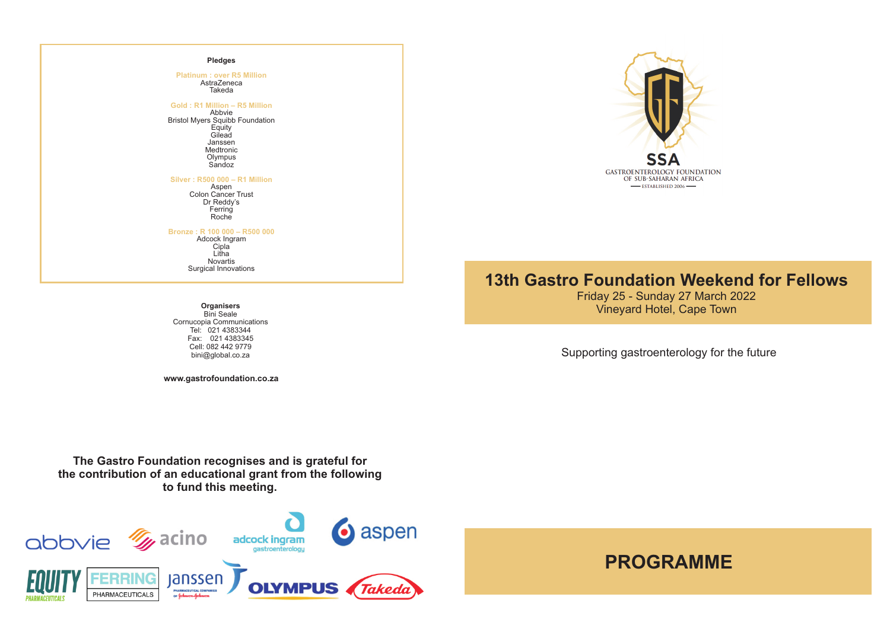## Pledges

**Platinum : over R5 Million**
AstraZeneca
Takeda

**Gold : R1 Million – R5 Million**
Abbvie
Bristol Myers Squibb Foundation
Equity
Gilead
Janssen
Medtronic
Olympus
Sandoz

**Silver : R500 000 – R1 Million**
Aspen
Colon Cancer Trust
Dr Reddy's
Ferring
Roche

**Bronze : R 100 000 – R500 000**
Adcock Ingram
Cipla
Litha
Novartis
Surgical Innovations

**Organisers**
Bini Seale
Cornucopia Communications
Tel: 021 4383344
Fax: 021 4383345
Cell: 082 442 9779
bini@global.co.za

**www.gastrofoundation.co.za**

**The Gastro Foundation recognises and is grateful for the contribution of an educational grant from the following to fund this meeting.**

abbvie, acino, adcock ingram gastroenterology, aspen, Equity Pharmaceuticals, Ferring Pharmaceuticals, Janssen, Olympus, Takeda

SSA
GASTROENTEROLOGY FOUNDATION OF SUB-SAHARAN AFRICA
ESTABLISHED 2006

# 13th Gastro Foundation Weekend for Fellows

Friday 25 - Sunday 27 March 2022
Vineyard Hotel, Cape Town

Supporting gastroenterology for the future

# PROGRAMME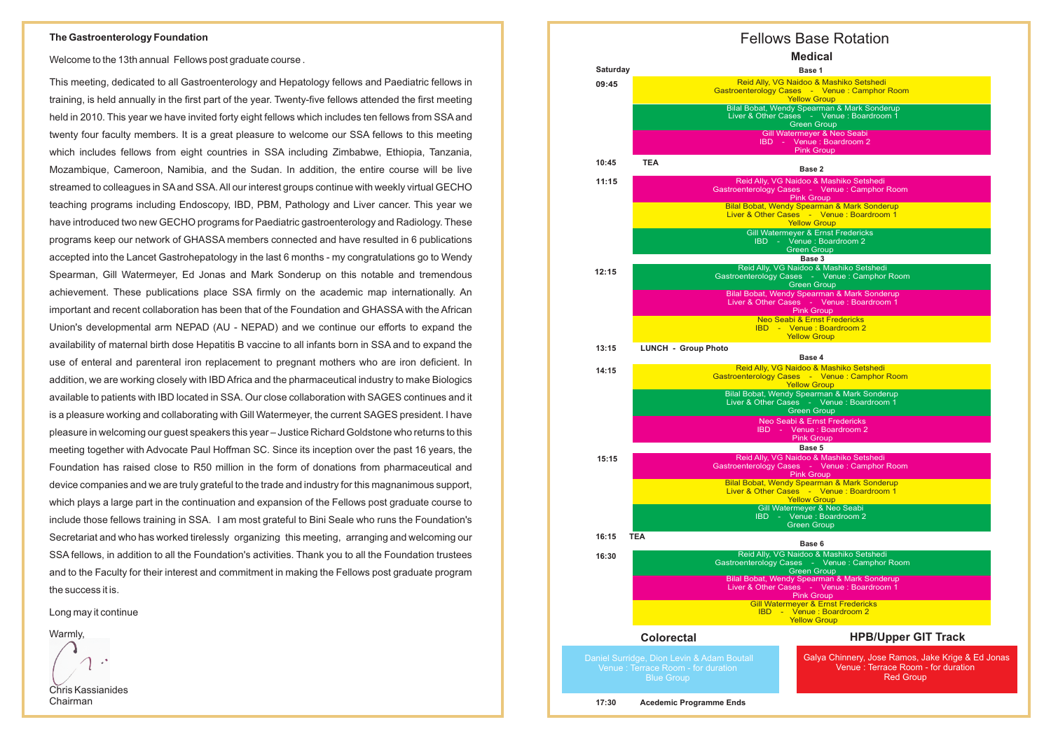**The Gastroenterology Foundation**

Welcome to the 13th annual Fellows post graduate course .

This meeting, dedicated to all Gastroenterology and Hepatology fellows and Paediatric fellows in training, is held annually in the first part of the year. Twenty-five fellows attended the first meeting held in 2010. This year we have invited forty eight fellows which includes ten fellows from SSA and twenty four faculty members. It is a great pleasure to welcome our SSA fellows to this meeting which includes fellows from eight countries in SSA including Zimbabwe, Ethiopia, Tanzania, Mozambique, Cameroon, Namibia, and the Sudan. In addition, the entire course will be live streamed to colleagues in SA and SSA. All our interest groups continue with weekly virtual GECHO teaching programs including Endoscopy, IBD, PBM, Pathology and Liver cancer. This year we have introduced two new GECHO programs for Paediatric gastroenterology and Radiology. These programs keep our network of GHASSA members connected and have resulted in 6 publications accepted into the Lancet Gastrohepatology in the last 6 months - my congratulations go to Wendy Spearman, Gill Watermeyer, Ed Jonas and Mark Sonderup on this notable and tremendous achievement. These publications place SSA firmly on the academic map internationally. An important and recent collaboration has been that of the Foundation and GHASSA with the African Union's developmental arm NEPAD (AU - NEPAD) and we continue our efforts to expand the availability of maternal birth dose Hepatitis B vaccine to all infants born in SSA and to expand the use of enteral and parenteral iron replacement to pregnant mothers who are iron deficient. In addition, we are working closely with IBD Africa and the pharmaceutical industry to make Biologics available to patients with IBD located in SSA. Our close collaboration with SAGES continues and it is a pleasure working and collaborating with Gill Watermeyer, the current SAGES president. I have pleasure in welcoming our guest speakers this year – Justice Richard Goldstone who returns to this meeting together with Advocate Paul Hoffman SC. Since its inception over the past 16 years, the Foundation has raised close to R50 million in the form of donations from pharmaceutical and device companies and we are truly grateful to the trade and industry for this magnanimous support, which plays a large part in the continuation and expansion of the Fellows post graduate course to include those fellows training in SSA. I am most grateful to Bini Seale who runs the Foundation's Secretariat and who has worked tirelessly organizing this meeting, arranging and welcoming our SSA fellows, in addition to all the Foundation's activities. Thank you to all the Foundation trustees and to the Faculty for their interest and commitment in making the Fellows post graduate program the success it is.

Long may it continue

Warmly,

Chris Kassianides
Chairman

# Fellows Base Rotation

## Medical

| Saturday | |
|---|---|
| | **Base 1** |
| 09:45 | Reid Ally, VG Naidoo & Mashiko Setshedi<br>Gastroenterology Cases - Venue : Camphor Room<br>Yellow Group |
| | Bilal Bobat, Wendy Spearman & Mark Sonderup<br>Liver & Other Cases - Venue : Boardroom 1<br>Green Group |
| | Gill Watermeyer & Neo Seabi<br>IBD - Venue : Boardroom 2<br>Pink Group |
| 10:45 | **TEA** |
| | **Base 2** |
| 11:15 | Reid Ally, VG Naidoo & Mashiko Setshedi<br>Gastroenterology Cases - Venue : Camphor Room<br>Pink Group |
| | Bilal Bobat, Wendy Spearman & Mark Sonderup<br>Liver & Other Cases - Venue : Boardroom 1<br>Yellow Group |
| | Gill Watermeyer & Ernst Fredericks<br>IBD - Venue : Boardroom 2<br>Green Group |
| | **Base 3** |
| 12:15 | Reid Ally, VG Naidoo & Mashiko Setshedi<br>Gastroenterology Cases - Venue : Camphor Room<br>Green Group |
| | Bilal Bobat, Wendy Spearman & Mark Sonderup<br>Liver & Other Cases - Venue : Boardroom 1<br>Pink Group |
| | Neo Seabi & Ernst Fredericks<br>IBD - Venue : Boardroom 2<br>Yellow Group |
| 13:15 | **LUNCH - Group Photo** |
| | **Base 4** |
| 14:15 | Reid Ally, VG Naidoo & Mashiko Setshedi<br>Gastroenterology Cases - Venue : Camphor Room<br>Yellow Group |
| | Bilal Bobat, Wendy Spearman & Mark Sonderup<br>Liver & Other Cases - Venue : Boardroom 1<br>Green Group |
| | Neo Seabi & Ernst Fredericks<br>IBD - Venue : Boardroom 2<br>Pink Group |
| | **Base 5** |
| 15:15 | Reid Ally, VG Naidoo & Mashiko Setshedi<br>Gastroenterology Cases - Venue : Camphor Room<br>Pink Group |
| | Bilal Bobat, Wendy Spearman & Mark Sonderup<br>Liver & Other Cases - Venue : Boardroom 1<br>Yellow Group |
| | Gill Watermeyer & Neo Seabi<br>IBD - Venue : Boardroom 2<br>Green Group |
| 16:15 | **TEA** |
| | **Base 6** |
| 16:30 | Reid Ally, VG Naidoo & Mashiko Setshedi<br>Gastroenterology Cases - Venue : Camphor Room<br>Green Group |
| | Bilal Bobat, Wendy Spearman & Mark Sonderup<br>Liver & Other Cases - Venue : Boardroom 1<br>Pink Group |
| | Gill Watermeyer & Ernst Fredericks<br>IBD - Venue : Boardroom 2<br>Yellow Group |

## Colorectal

Daniel Surridge, Dion Levin & Adam Boutall
Venue : Terrace Room - for duration
Blue Group

## HPB/Upper GIT Track

Galya Chinnery, Jose Ramos, Jake Krige & Ed Jonas
Venue : Terrace Room - for duration
Red Group

**17:30** **Acedemic Programme Ends**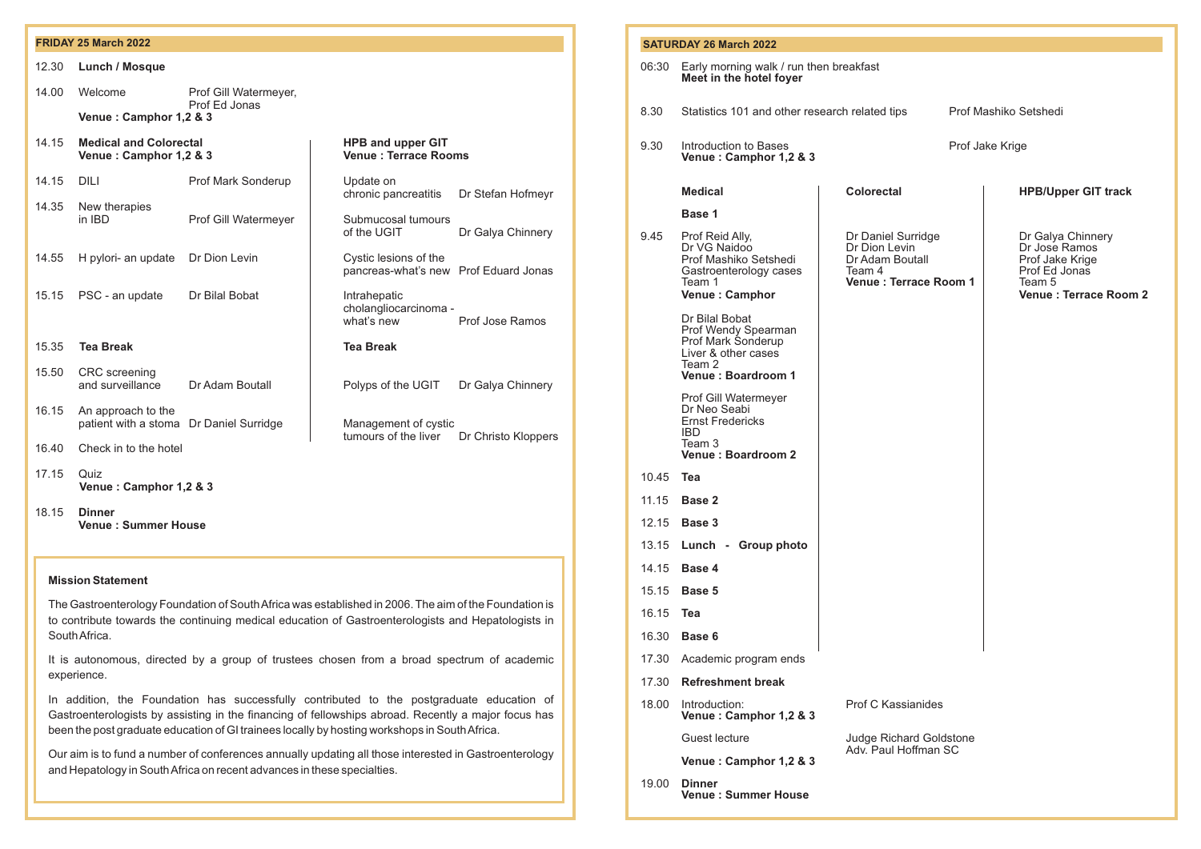## FRIDAY 25 March 2022

12.30 **Lunch / Mosque**

14.00 Welcome — Prof Gill Watermeyer, Prof Ed Jonas
**Venue : Camphor 1,2 & 3**

| Time | Medical and Colorectal<br>Venue : Camphor 1,2 & 3 | | HPB and upper GIT<br>Venue : Terrace Rooms | |
|---|---|---|---|---|
| 14.15 | DILI | Prof Mark Sonderup | Update on chronic pancreatitis | Dr Stefan Hofmeyr |
| 14.35 | New therapies in IBD | Prof Gill Watermeyer | Submucosal tumours of the UGIT | Dr Galya Chinnery |
| 14.55 | H pylori- an update | Dr Dion Levin | Cystic lesions of the pancreas-what's new | Prof Eduard Jonas |
| 15.15 | PSC - an update | Dr Bilal Bobat | Intrahepatic cholangliocarcinoma - what's new | Prof Jose Ramos |
| 15.35 | **Tea Break** | | **Tea Break** | |
| 15.50 | CRC screening and surveillance | Dr Adam Boutall | Polyps of the UGIT | Dr Galya Chinnery |
| 16.15 | An approach to the patient with a stoma | Dr Daniel Surridge | Management of cystic tumours of the liver | Dr Christo Kloppers |

16.40 Check in to the hotel

17.15 Quiz
**Venue : Camphor 1,2 & 3**

18.15 **Dinner**
**Venue : Summer House**

### Mission Statement

The Gastroenterology Foundation of South Africa was established in 2006. The aim of the Foundation is to contribute towards the continuing medical education of Gastroenterologists and Hepatologists in South Africa.

It is autonomous, directed by a group of trustees chosen from a broad spectrum of academic experience.

In addition, the Foundation has successfully contributed to the postgraduate education of Gastroenterologists by assisting in the financing of fellowships abroad. Recently a major focus has been the post graduate education of GI trainees locally by hosting workshops in South Africa.

Our aim is to fund a number of conferences annually updating all those interested in Gastroenterology and Hepatology in South Africa on recent advances in these specialties.

## SATURDAY 26 March 2022

06:30 Early morning walk / run then breakfast
**Meet in the hotel foyer**

8.30 Statistics 101 and other research related tips — Prof Mashiko Setshedi

9.30 Introduction to Bases — Prof Jake Krige
**Venue : Camphor 1,2 & 3**

| Time | Medical | Colorectal | HPB/Upper GIT track |
|---|---|---|---|
| | **Base 1** | | |
| 9.45 | Prof Reid Ally, Dr VG Naidoo, Prof Mashiko Setshedi<br>Gastroenterology cases<br>Team 1<br>**Venue : Camphor**<br><br>Dr Bilal Bobat, Prof Wendy Spearman, Prof Mark Sonderup<br>Liver & other cases<br>Team 2<br>**Venue : Boardroom 1**<br><br>Prof Gill Watermeyer, Dr Neo Seabi, Ernst Fredericks<br>IBD<br>Team 3<br>**Venue : Boardroom 2** | Dr Daniel Surridge, Dr Dion Levin, Dr Adam Boutall<br>Team 4<br>**Venue : Terrace Room 1** | Dr Galya Chinnery, Dr Jose Ramos, Prof Jake Krige, Prof Ed Jonas<br>Team 5<br>**Venue : Terrace Room 2** |
| 10.45 | **Tea** | | |
| 11.15 | **Base 2** | | |
| 12.15 | **Base 3** | | |
| 13.15 | **Lunch - Group photo** | | |
| 14.15 | **Base 4** | | |
| 15.15 | **Base 5** | | |
| 16.15 | **Tea** | | |
| 16.30 | **Base 6** | | |

17.30 Academic program ends

17.30 **Refreshment break**

18.00 Introduction: — Prof C Kassianides
**Venue : Camphor 1,2 & 3**

Guest lecture — Judge Richard Goldstone, Adv. Paul Hoffman SC
**Venue : Camphor 1,2 & 3**

19.00 **Dinner**
**Venue : Summer House**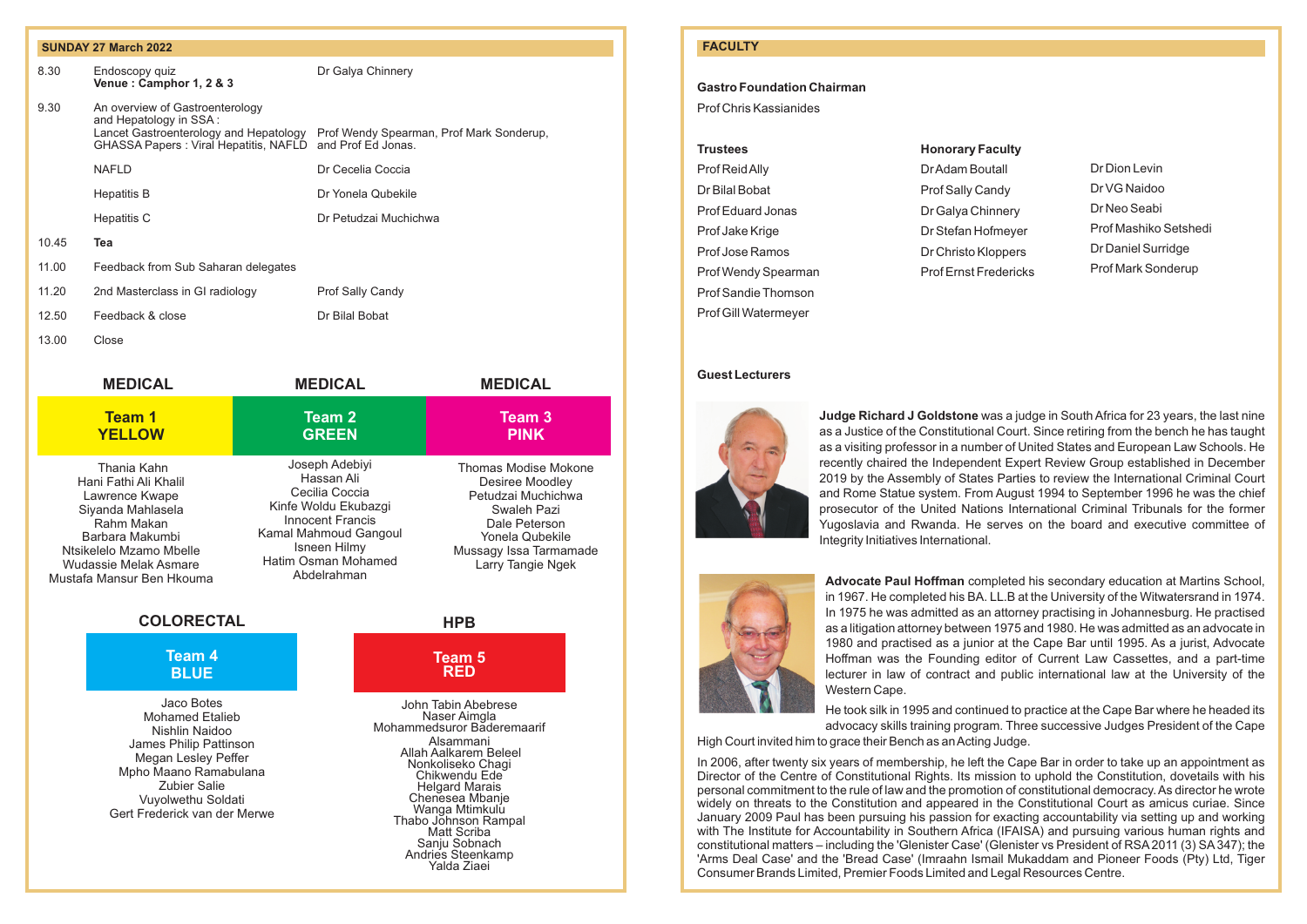## SUNDAY 27 March 2022

| | | |
|---|---|---|
| 8.30 | Endoscopy quiz **Venue : Camphor 1, 2 & 3** | Dr Galya Chinnery |
| 9.30 | An overview of Gastroenterology and Hepatology in SSA : Lancet Gastroenterology and Hepatology GHASSA Papers : Viral Hepatitis, NAFLD | Prof Wendy Spearman, Prof Mark Sonderup, and Prof Ed Jonas. |
| | NAFLD | Dr Cecelia Coccia |
| | Hepatitis B | Dr Yonela Qubekile |
| | Hepatitis C | Dr Petudzai Muchichwa |
| 10.45 | **Tea** | |
| 11.00 | Feedback from Sub Saharan delegates | |
| 11.20 | 2nd Masterclass in GI radiology | Prof Sally Candy |
| 12.50 | Feedback & close | Dr Bilal Bobat |
| 13.00 | Close | |

### MEDICAL

**Team 1 YELLOW**

Thania Kahn
Hani Fathi Ali Khalil
Lawrence Kwape
Siyanda Mahlasela
Rahm Makan
Barbara Makumbi
Ntsikelelo Mzamo Mbelle
Wudassie Melak Asmare
Mustafa Mansur Ben Hkouma

### MEDICAL

**Team 2 GREEN**

Joseph Adebiyi
Hassan Ali
Cecilia Coccia
Kinfe Woldu Ekubazgi
Innocent Francis
Kamal Mahmoud Gangoul
Isneen Hilmy
Hatim Osman Mohamed Abdelrahman

### MEDICAL

**Team 3 PINK**

Thomas Modise Mokone
Desiree Moodley
Petudzai Muchichwa
Swaleh Pazi
Dale Peterson
Yonela Qubekile
Mussagy Issa Tarmamade
Larry Tangie Ngek

### COLORECTAL

**Team 4 BLUE**

Jaco Botes
Mohamed Etalieb
Nishlin Naidoo
James Philip Pattinson
Megan Lesley Peffer
Mpho Maano Ramabulana
Zubier Salie
Vuyolwethu Soldati
Gert Frederick van der Merwe

### HPB

**Team 5 RED**

John Tabin Abebrese
Naser Aimgla
Mohammedsuror Baderemaarif Alsammani
Allah Aalkarem Beleel
Nonkoliseko Chagi
Chikwendu Ede
Helgard Marais
Chenesea Mbanje
Wanga Mtimkulu
Thabo Johnson Rampal
Matt Scriba
Sanju Sobnach
Andries Steenkamp
Yalda Ziaei

## FACULTY

**Gastro Foundation Chairman**

Prof Chris Kassianides

**Trustees**

Prof Reid Ally
Dr Bilal Bobat
Prof Eduard Jonas
Prof Jake Krige
Prof Jose Ramos
Prof Wendy Spearman
Prof Sandie Thomson
Prof Gill Watermeyer

**Honorary Faculty**

Dr Adam Boutall
Prof Sally Candy
Dr Galya Chinnery
Dr Stefan Hofmeyer
Dr Christo Kloppers
Prof Ernst Fredericks
Dr Dion Levin
Dr VG Naidoo
Dr Neo Seabi
Prof Mashiko Setshedi
Dr Daniel Surridge
Prof Mark Sonderup

**Guest Lecturers**

**Judge Richard J Goldstone** was a judge in South Africa for 23 years, the last nine as a Justice of the Constitutional Court. Since retiring from the bench he has taught as a visiting professor in a number of United States and European Law Schools. He recently chaired the Independent Expert Review Group established in December 2019 by the Assembly of States Parties to review the International Criminal Court and Rome Statue system. From August 1994 to September 1996 he was the chief prosecutor of the United Nations International Criminal Tribunals for the former Yugoslavia and Rwanda. He serves on the board and executive committee of Integrity Initiatives International.

**Advocate Paul Hoffman** completed his secondary education at Martins School, in 1967. He completed his BA. LL.B at the University of the Witwatersrand in 1974. In 1975 he was admitted as an attorney practising in Johannesburg. He practised as a litigation attorney between 1975 and 1980. He was admitted as an advocate in 1980 and practised as a junior at the Cape Bar until 1995. As a jurist, Advocate Hoffman was the Founding editor of Current Law Cassettes, and a part-time lecturer in law of contract and public international law at the University of the Western Cape.

He took silk in 1995 and continued to practice at the Cape Bar where he headed its advocacy skills training program. Three successive Judges President of the Cape High Court invited him to grace their Bench as an Acting Judge.

In 2006, after twenty six years of membership, he left the Cape Bar in order to take up an appointment as Director of the Centre of Constitutional Rights. Its mission to uphold the Constitution, dovetails with his personal commitment to the rule of law and the promotion of constitutional democracy. As director he wrote widely on threats to the Constitution and appeared in the Constitutional Court as amicus curiae. Since January 2009 Paul has been pursuing his passion for exacting accountability via setting up and working with The Institute for Accountability in Southern Africa (IFAISA) and pursuing various human rights and constitutional matters – including the 'Glenister Case' (Glenister vs President of RSA 2011 (3) SA 347); the 'Arms Deal Case' and the 'Bread Case' (Imraahn Ismail Mukaddam and Pioneer Foods (Pty) Ltd, Tiger Consumer Brands Limited, Premier Foods Limited and Legal Resources Centre.